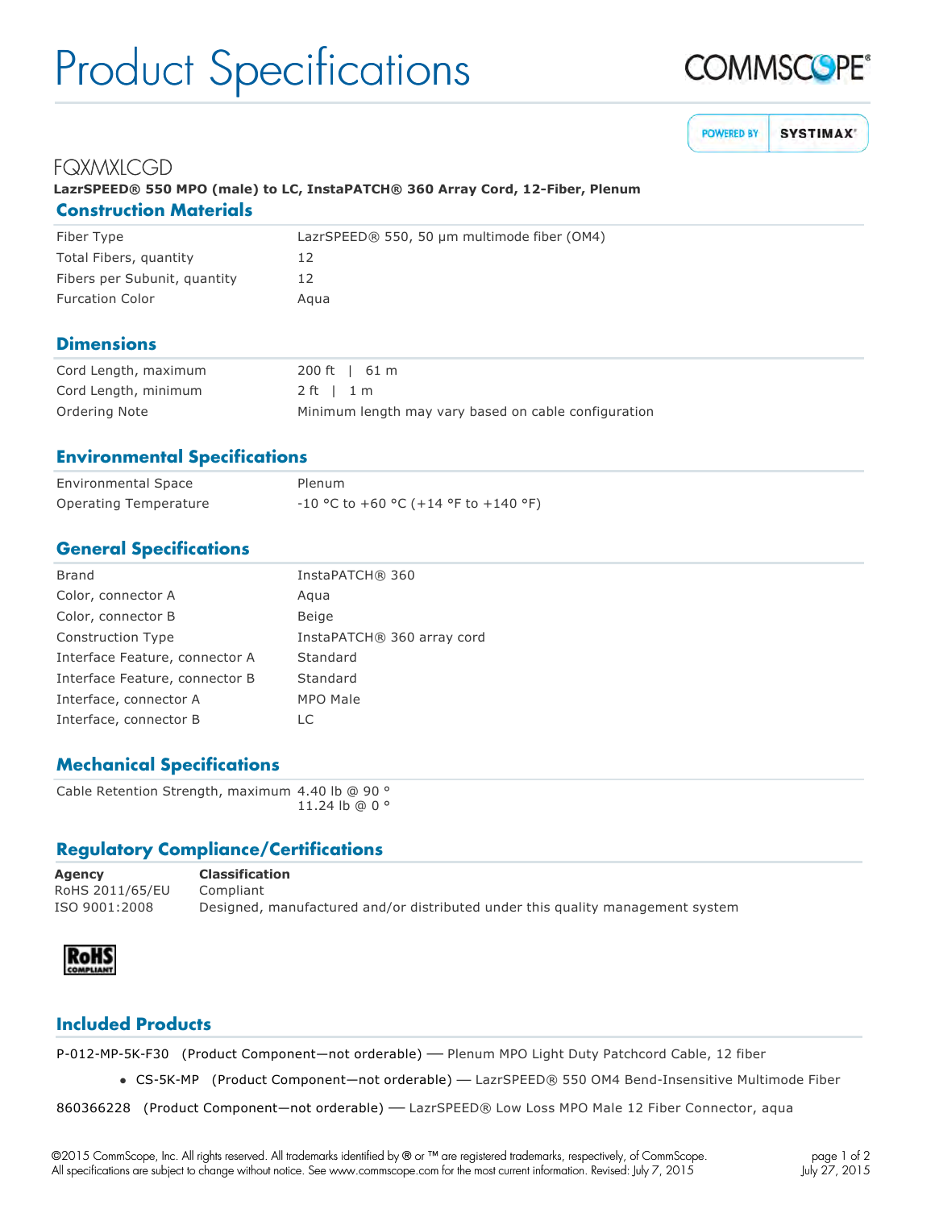# Product Specifications

COMMSCOPE®

POWERED BY SYSTIMAX®

## FQXMXLCGD

**LazrSPEED® 550 MPO (male) to LC, InstaPATCH® 360 Array Cord, 12-Fiber, Plenum**

### Construction Materials

| | |
|---|---|
| Fiber Type | LazrSPEED® 550, 50 µm multimode fiber (OM4) |
| Total Fibers, quantity | 12 |
| Fibers per Subunit, quantity | 12 |
| Furcation Color | Aqua |

### Dimensions

| | |
|---|---|
| Cord Length, maximum | 200 ft \| 61 m |
| Cord Length, minimum | 2 ft \| 1 m |
| Ordering Note | Minimum length may vary based on cable configuration |

### Environmental Specifications

| | |
|---|---|
| Environmental Space | Plenum |
| Operating Temperature | -10 °C to +60 °C (+14 °F to +140 °F) |

### General Specifications

| | |
|---|---|
| Brand | InstaPATCH® 360 |
| Color, connector A | Aqua |
| Color, connector B | Beige |
| Construction Type | InstaPATCH® 360 array cord |
| Interface Feature, connector A | Standard |
| Interface Feature, connector B | Standard |
| Interface, connector A | MPO Male |
| Interface, connector B | LC |

### Mechanical Specifications

| | |
|---|---|
| Cable Retention Strength, maximum | 4.40 lb @ 90 °<br>11.24 lb @ 0 ° |

### Regulatory Compliance/Certifications

| **Agency** | **Classification** |
|---|---|
| RoHS 2011/65/EU | Compliant |
| ISO 9001:2008 | Designed, manufactured and/or distributed under this quality management system |

RoHS COMPLIANT

### Included Products

P-012-MP-5K-F30 (Product Component—not orderable) — Plenum MPO Light Duty Patchcord Cable, 12 fiber

- CS-5K-MP (Product Component—not orderable) — LazrSPEED® 550 OM4 Bend-Insensitive Multimode Fiber

860366228 (Product Component—not orderable) — LazrSPEED® Low Loss MPO Male 12 Fiber Connector, aqua

©2015 CommScope, Inc. All rights reserved. All trademarks identified by ® or ™ are registered trademarks, respectively, of CommScope. All specifications are subject to change without notice. See www.commscope.com for the most current information. Revised: July 7, 2015

July 27, 2015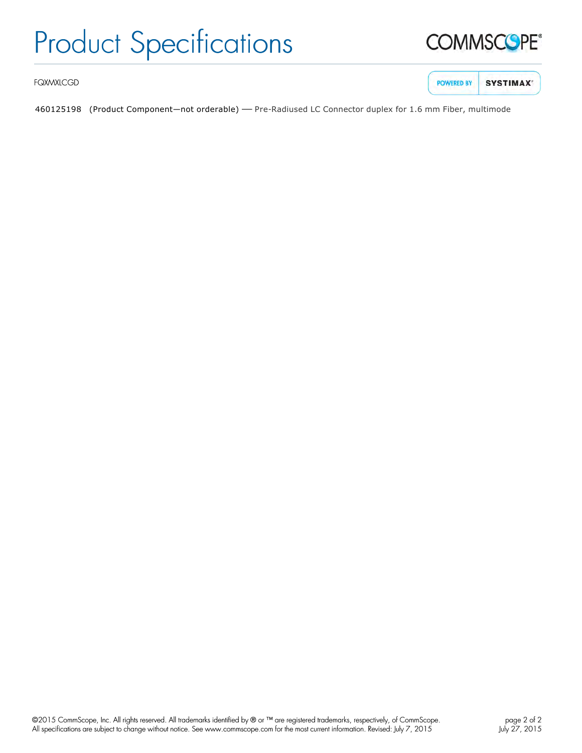460125198 (Product Component—not orderable) — Pre-Radiused LC Connector duplex for 1.6 mm Fiber, multimode